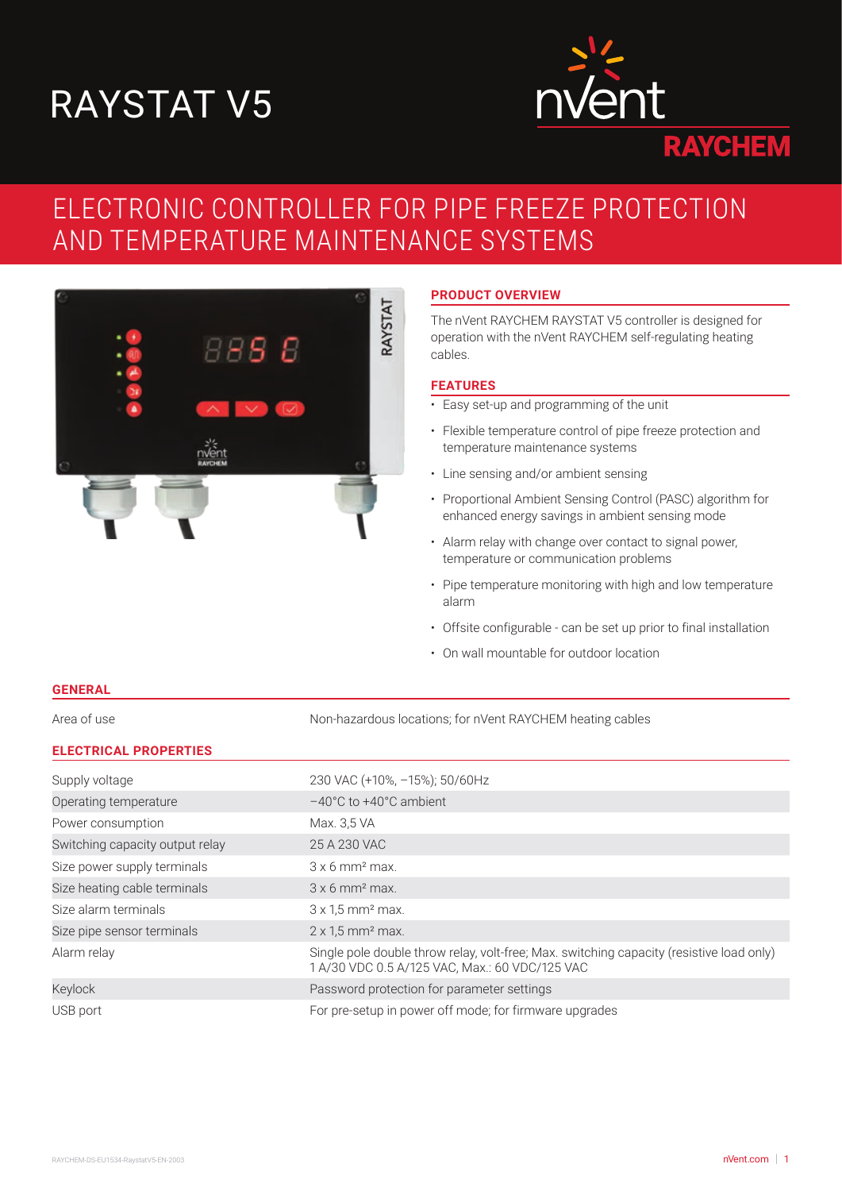# RAYSTAT V5

nVent RAYCHEM

## ELECTRONIC CONTROLLER FOR PIPE FREEZE PROTECTION AND TEMPERATURE MAINTENANCE SYSTEMS

### PRODUCT OVERVIEW

The nVent RAYCHEM RAYSTAT V5 controller is designed for operation with the nVent RAYCHEM self-regulating heating cables.

### FEATURES

- Easy set-up and programming of the unit
- Flexible temperature control of pipe freeze protection and temperature maintenance systems
- Line sensing and/or ambient sensing
- Proportional Ambient Sensing Control (PASC) algorithm for enhanced energy savings in ambient sensing mode
- Alarm relay with change over contact to signal power, temperature or communication problems
- Pipe temperature monitoring with high and low temperature alarm
- Offsite configurable - can be set up prior to final installation
- On wall mountable for outdoor location

### GENERAL

| | |
|---|---|
| Area of use | Non-hazardous locations; for nVent RAYCHEM heating cables |

### ELECTRICAL PROPERTIES

| | |
|---|---|
| Supply voltage | 230 VAC (+10%, –15%); 50/60Hz |
| Operating temperature | –40°C to +40°C ambient |
| Power consumption | Max. 3,5 VA |
| Switching capacity output relay | 25 A 230 VAC |
| Size power supply terminals | 3 x 6 mm² max. |
| Size heating cable terminals | 3 x 6 mm² max. |
| Size alarm terminals | 3 x 1,5 mm² max. |
| Size pipe sensor terminals | 2 x 1,5 mm² max. |
| Alarm relay | Single pole double throw relay, volt-free; Max. switching capacity (resistive load only) 1 A/30 VDC 0.5 A/125 VAC, Max.: 60 VDC/125 VAC |
| Keylock | Password protection for parameter settings |
| USB port | For pre-setup in power off mode; for firmware upgrades |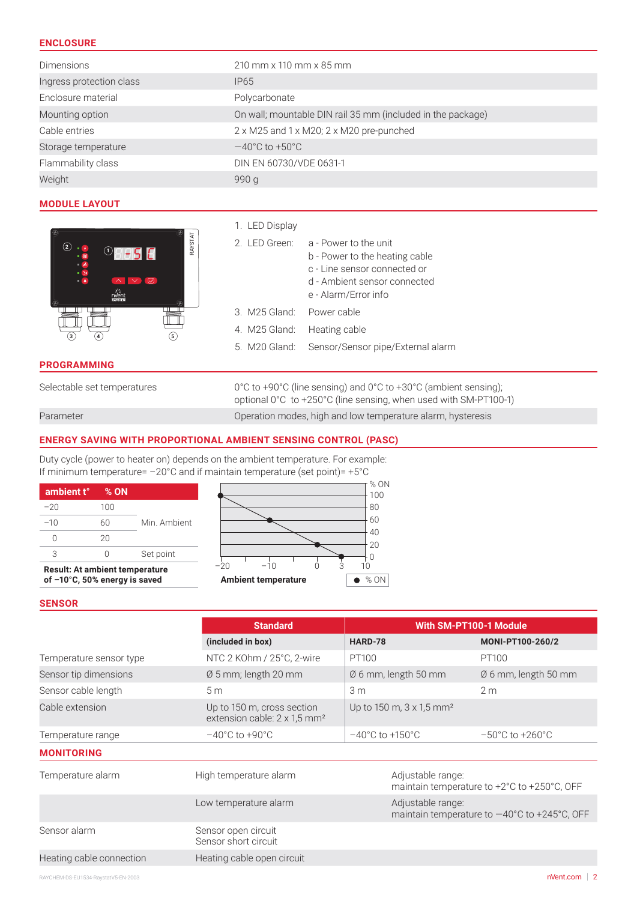## ENCLOSURE

| | |
|---|---|
| Dimensions | 210 mm x 110 mm x 85 mm |
| Ingress protection class | IP65 |
| Enclosure material | Polycarbonate |
| Mounting option | On wall; mountable DIN rail 35 mm (included in the package) |
| Cable entries | 2 x M25 and 1 x M20; 2 x M20 pre-punched |
| Storage temperature | –40°C to +50°C |
| Flammability class | DIN EN 60730/VDE 0631-1 |
| Weight | 990 g |

## MODULE LAYOUT

1. LED Display
2. LED Green:
   - a - Power to the unit
   - b - Power to the heating cable
   - c - Line sensor connected or
   - d - Ambient sensor connected
   - e - Alarm/Error info
3. M25 Gland: Power cable
4. M25 Gland: Heating cable
5. M20 Gland: Sensor/Sensor pipe/External alarm

## PROGRAMMING

| | |
|---|---|
| Selectable set temperatures | 0°C to +90°C (line sensing) and 0°C to +30°C (ambient sensing); optional 0°C to +250°C (line sensing, when used with SM-PT100-1) |
| Parameter | Operation modes, high and low temperature alarm, hysteresis |

## ENERGY SAVING WITH PROPORTIONAL AMBIENT SENSING CONTROL (PASC)

Duty cycle (power to heater on) depends on the ambient temperature. For example:
If minimum temperature= –20°C and if maintain temperature (set point)= +5°C

| ambient t° | % ON | |
|---|---|---|
| –20 | 100 | |
| –10 | 60 | Min. Ambient |
| 0 | 20 | |
| 3 | 0 | Set point |

**Result: At ambient temperature of –10°C, 50% energy is saved**

Ambient temperature / % ON

## SENSOR

| | Standard | With SM-PT100-1 Module | |
|---|---|---|---|
| | (included in box) | HARD-78 | MONI-PT100-260/2 |
| Temperature sensor type | NTC 2 KOhm / 25°C, 2-wire | PT100 | PT100 |
| Sensor tip dimensions | Ø 5 mm; length 20 mm | Ø 6 mm, length 50 mm | Ø 6 mm, length 50 mm |
| Sensor cable length | 5 m | 3 m | 2 m |
| Cable extension | Up to 150 m, cross section extension cable: 2 x 1,5 mm² | Up to 150 m, 3 x 1,5 mm² | |
| Temperature range | –40°C to +90°C | –40°C to +150°C | –50°C to +260°C |

## MONITORING

| | | |
|---|---|---|
| Temperature alarm | High temperature alarm | Adjustable range: maintain temperature to +2°C to +250°C, OFF |
| | Low temperature alarm | Adjustable range: maintain temperature to –40°C to +245°C, OFF |
| Sensor alarm | Sensor open circuit<br>Sensor short circuit | |
| Heating cable connection | Heating cable open circuit | |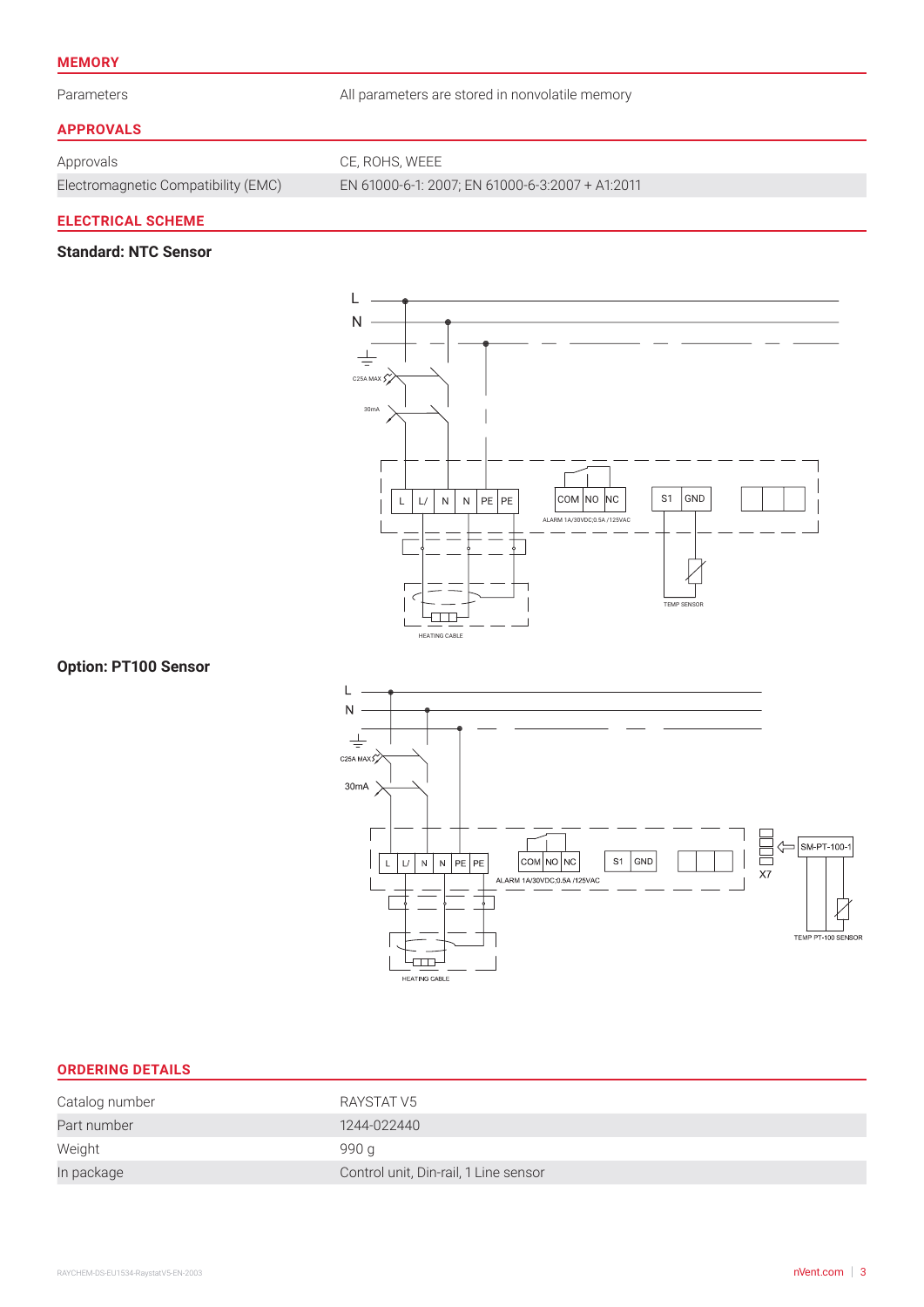## MEMORY

| | |
|---|---|
| Parameters | All parameters are stored in nonvolatile memory |

## APPROVALS

| | |
|---|---|
| Approvals | CE, ROHS, WEEE |
| Electromagnetic Compatibility (EMC) | EN 61000-6-1: 2007; EN 61000-6-3:2007 + A1:2011 |

## ELECTRICAL SCHEME

### Standard: NTC Sensor

### Option: PT100 Sensor

## ORDERING DETAILS

| | |
|---|---|
| Catalog number | RAYSTAT V5 |
| Part number | 1244-022440 |
| Weight | 990 g |
| In package | Control unit, Din-rail, 1 Line sensor |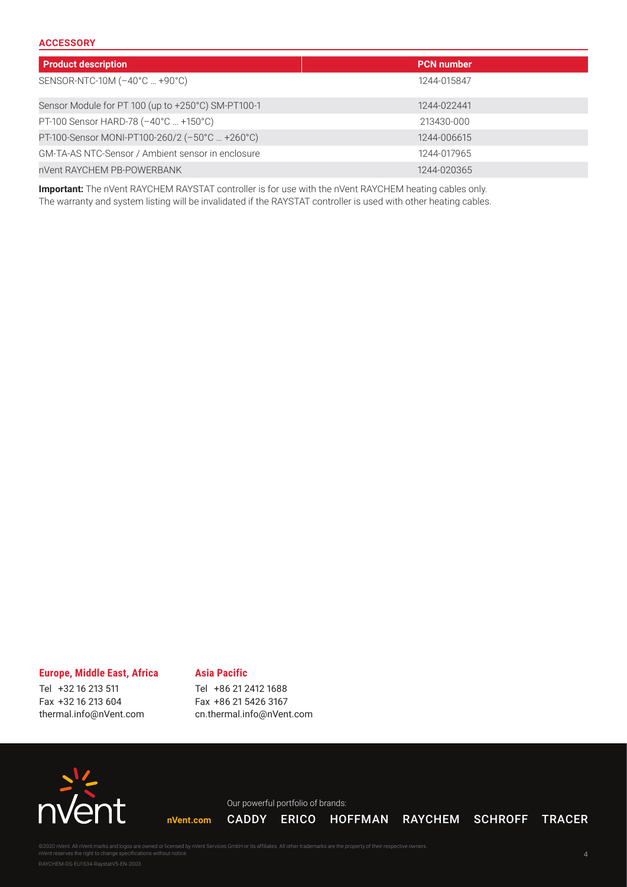**ACCESSORY**

| Product description | PCN number |
| --- | --- |
| SENSOR-NTC-10M (−40°C … +90°C) | 1244-015847 |
| Sensor Module for PT 100 (up to +250°C) SM-PT100-1 | 1244-022441 |
| PT-100 Sensor HARD-78 (−40°C … +150°C) | 213430-000 |
| PT-100-Sensor MONI-PT100-260/2 (−50°C … +260°C) | 1244-006615 |
| GM-TA-AS NTC-Sensor / Ambient sensor in enclosure | 1244-017965 |
| nVent RAYCHEM PB-POWERBANK | 1244-020365 |

**Important:** The nVent RAYCHEM RAYSTAT controller is for use with the nVent RAYCHEM heating cables only. The warranty and system listing will be invalidated if the RAYSTAT controller is used with other heating cables.

**Europe, Middle East, Africa**

Tel +32 16 213 511
Fax +32 16 213 604
thermal.info@nVent.com

**Asia Pacific**

Tel +86 21 2412 1688
Fax +86 21 5426 3167
cn.thermal.info@nVent.com

nVent

Our powerful portfolio of brands:

**nVent.com** CADDY ERICO HOFFMAN RAYCHEM SCHROFF TRACER

©2020 nVent. All nVent marks and logos are owned or licensed by nVent Services GmbH or its affiliates. All other trademarks are the property of their respective owners. nVent reserves the right to change specifications without notice.

RAYCHEM-DS-EU1534-RaystatV5-EN-2003